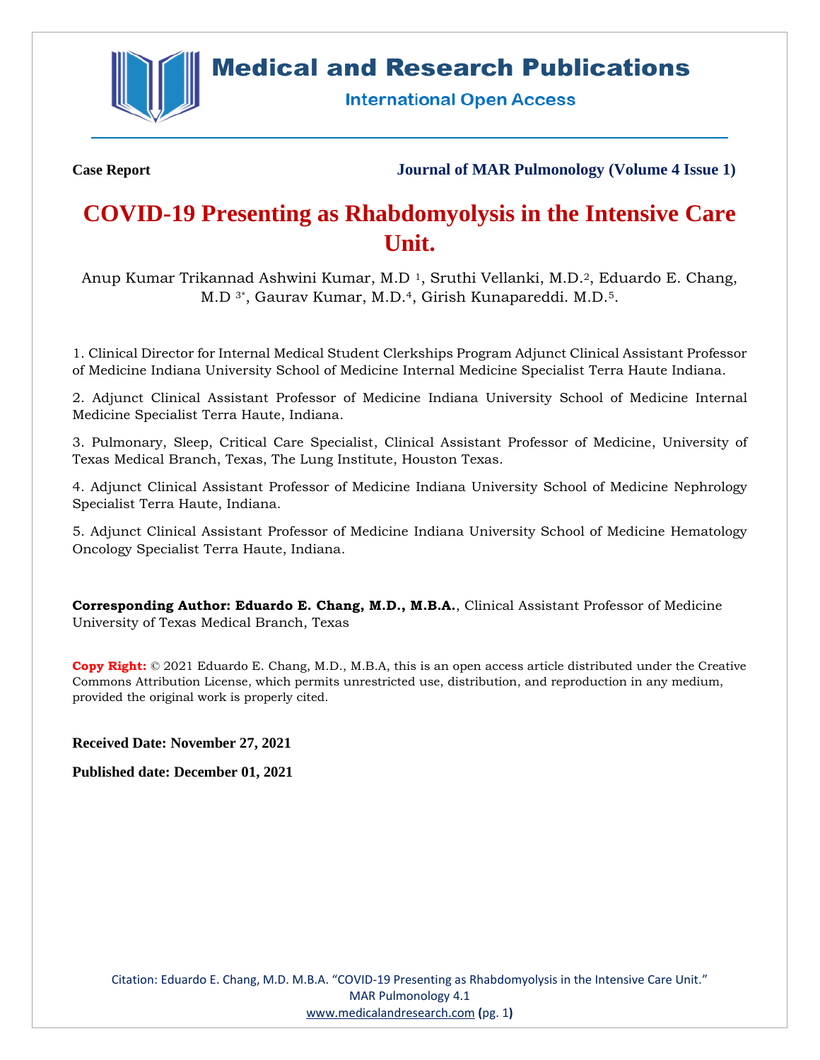Medical and Research Publications

International Open Access

**Case Report** **Journal of MAR Pulmonology (Volume 4 Issue 1)**

# COVID-19 Presenting as Rhabdomyolysis in the Intensive Care Unit.

Anup Kumar Trikannad Ashwini Kumar, M.D [1], Sruthi Vellanki, M.D.[2], Eduardo E. Chang, M.D [3*], Gaurav Kumar, M.D.[4], Girish Kunapareddi. M.D.[5].

1. Clinical Director for Internal Medical Student Clerkships Program Adjunct Clinical Assistant Professor of Medicine Indiana University School of Medicine Internal Medicine Specialist Terra Haute Indiana.

2. Adjunct Clinical Assistant Professor of Medicine Indiana University School of Medicine Internal Medicine Specialist Terra Haute, Indiana.

3. Pulmonary, Sleep, Critical Care Specialist, Clinical Assistant Professor of Medicine, University of Texas Medical Branch, Texas, The Lung Institute, Houston Texas.

4. Adjunct Clinical Assistant Professor of Medicine Indiana University School of Medicine Nephrology Specialist Terra Haute, Indiana.

5. Adjunct Clinical Assistant Professor of Medicine Indiana University School of Medicine Hematology Oncology Specialist Terra Haute, Indiana.

**Corresponding Author: Eduardo E. Chang, M.D., M.B.A.**, Clinical Assistant Professor of Medicine University of Texas Medical Branch, Texas

**Copy Right:** © 2021 Eduardo E. Chang, M.D., M.B.A, this is an open access article distributed under the Creative Commons Attribution License, which permits unrestricted use, distribution, and reproduction in any medium, provided the original work is properly cited.

**Received Date: November 27, 2021**

**Published date: December 01, 2021**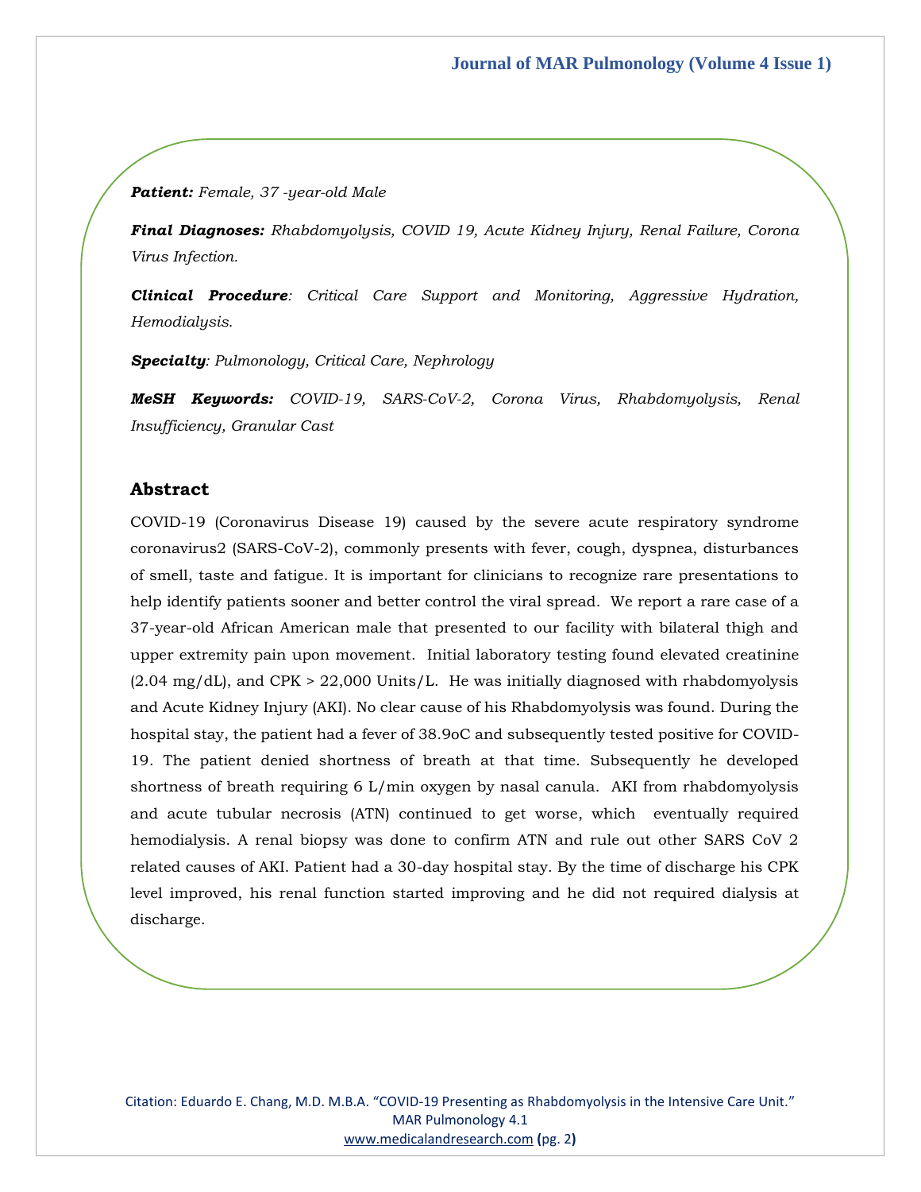***Patient:*** *Female, 37 -year-old Male*

***Final Diagnoses:*** *Rhabdomyolysis, COVID 19, Acute Kidney Injury, Renal Failure, Corona Virus Infection.*

***Clinical Procedure****: Critical Care Support and Monitoring, Aggressive Hydration, Hemodialysis.*

***Specialty****: Pulmonology, Critical Care, Nephrology*

***MeSH Keywords:*** *COVID-19, SARS-CoV-2, Corona Virus, Rhabdomyolysis, Renal Insufficiency, Granular Cast*

## Abstract

COVID-19 (Coronavirus Disease 19) caused by the severe acute respiratory syndrome coronavirus2 (SARS-CoV-2), commonly presents with fever, cough, dyspnea, disturbances of smell, taste and fatigue. It is important for clinicians to recognize rare presentations to help identify patients sooner and better control the viral spread. We report a rare case of a 37-year-old African American male that presented to our facility with bilateral thigh and upper extremity pain upon movement. Initial laboratory testing found elevated creatinine (2.04 mg/dL), and CPK > 22,000 Units/L. He was initially diagnosed with rhabdomyolysis and Acute Kidney Injury (AKI). No clear cause of his Rhabdomyolysis was found. During the hospital stay, the patient had a fever of 38.9oC and subsequently tested positive for COVID-19. The patient denied shortness of breath at that time. Subsequently he developed shortness of breath requiring 6 L/min oxygen by nasal canula. AKI from rhabdomyolysis and acute tubular necrosis (ATN) continued to get worse, which eventually required hemodialysis. A renal biopsy was done to confirm ATN and rule out other SARS CoV 2 related causes of AKI. Patient had a 30-day hospital stay. By the time of discharge his CPK level improved, his renal function started improving and he did not required dialysis at discharge.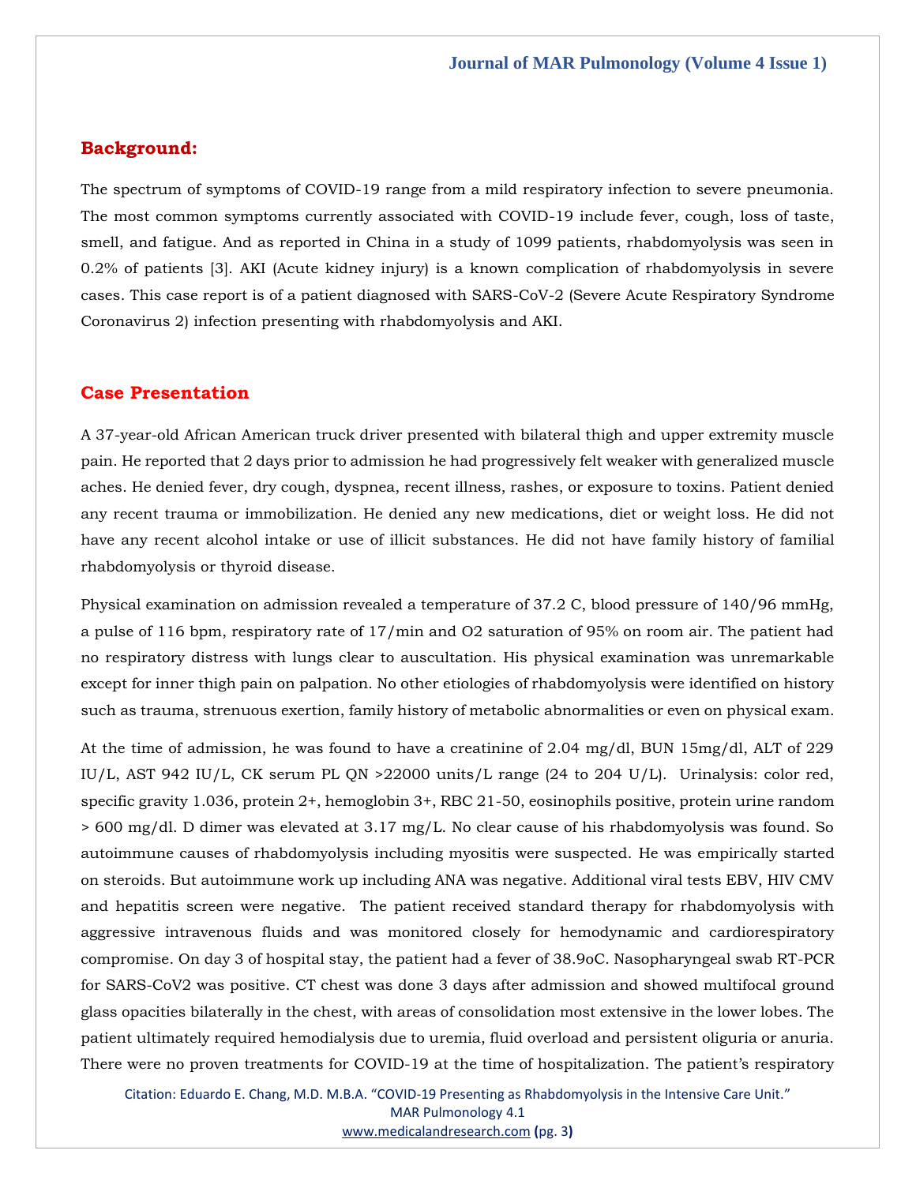## Background:

The spectrum of symptoms of COVID-19 range from a mild respiratory infection to severe pneumonia. The most common symptoms currently associated with COVID-19 include fever, cough, loss of taste, smell, and fatigue. And as reported in China in a study of 1099 patients, rhabdomyolysis was seen in 0.2% of patients [3]. AKI (Acute kidney injury) is a known complication of rhabdomyolysis in severe cases. This case report is of a patient diagnosed with SARS-CoV-2 (Severe Acute Respiratory Syndrome Coronavirus 2) infection presenting with rhabdomyolysis and AKI.

## Case Presentation

A 37-year-old African American truck driver presented with bilateral thigh and upper extremity muscle pain. He reported that 2 days prior to admission he had progressively felt weaker with generalized muscle aches. He denied fever, dry cough, dyspnea, recent illness, rashes, or exposure to toxins. Patient denied any recent trauma or immobilization. He denied any new medications, diet or weight loss. He did not have any recent alcohol intake or use of illicit substances. He did not have family history of familial rhabdomyolysis or thyroid disease.

Physical examination on admission revealed a temperature of 37.2 C, blood pressure of 140/96 mmHg, a pulse of 116 bpm, respiratory rate of 17/min and O2 saturation of 95% on room air. The patient had no respiratory distress with lungs clear to auscultation. His physical examination was unremarkable except for inner thigh pain on palpation. No other etiologies of rhabdomyolysis were identified on history such as trauma, strenuous exertion, family history of metabolic abnormalities or even on physical exam.

At the time of admission, he was found to have a creatinine of 2.04 mg/dl, BUN 15mg/dl, ALT of 229 IU/L, AST 942 IU/L, CK serum PL QN >22000 units/L range (24 to 204 U/L). Urinalysis: color red, specific gravity 1.036, protein 2+, hemoglobin 3+, RBC 21-50, eosinophils positive, protein urine random > 600 mg/dl. D dimer was elevated at 3.17 mg/L. No clear cause of his rhabdomyolysis was found. So autoimmune causes of rhabdomyolysis including myositis were suspected. He was empirically started on steroids. But autoimmune work up including ANA was negative. Additional viral tests EBV, HIV CMV and hepatitis screen were negative. The patient received standard therapy for rhabdomyolysis with aggressive intravenous fluids and was monitored closely for hemodynamic and cardiorespiratory compromise. On day 3 of hospital stay, the patient had a fever of 38.9oC. Nasopharyngeal swab RT-PCR for SARS-CoV2 was positive. CT chest was done 3 days after admission and showed multifocal ground glass opacities bilaterally in the chest, with areas of consolidation most extensive in the lower lobes. The patient ultimately required hemodialysis due to uremia, fluid overload and persistent oliguria or anuria. There were no proven treatments for COVID-19 at the time of hospitalization. The patient's respiratory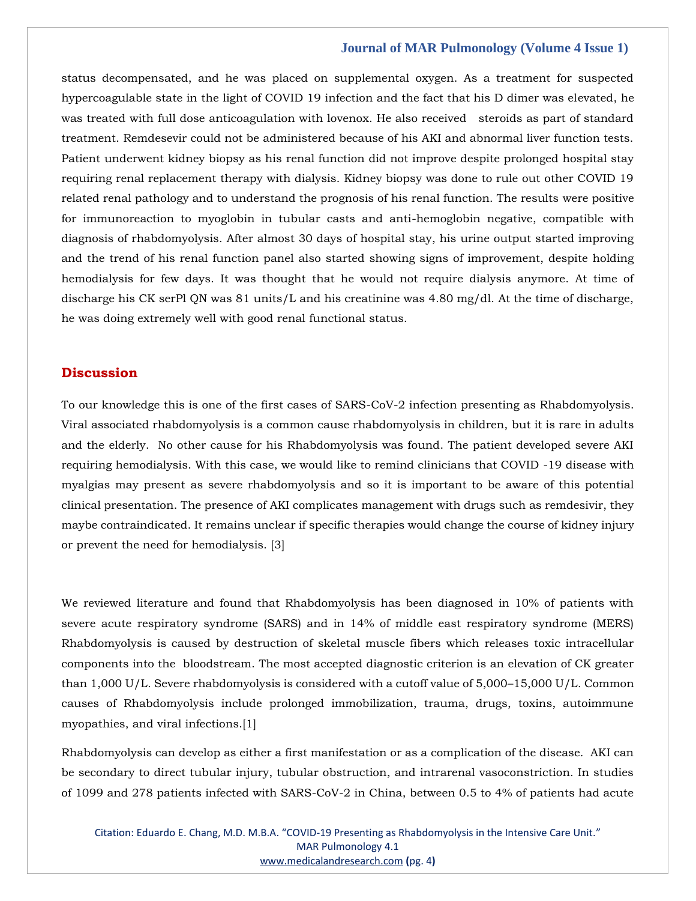status decompensated, and he was placed on supplemental oxygen. As a treatment for suspected hypercoagulable state in the light of COVID 19 infection and the fact that his D dimer was elevated, he was treated with full dose anticoagulation with lovenox. He also received steroids as part of standard treatment. Remdesevir could not be administered because of his AKI and abnormal liver function tests. Patient underwent kidney biopsy as his renal function did not improve despite prolonged hospital stay requiring renal replacement therapy with dialysis. Kidney biopsy was done to rule out other COVID 19 related renal pathology and to understand the prognosis of his renal function. The results were positive for immunoreaction to myoglobin in tubular casts and anti-hemoglobin negative, compatible with diagnosis of rhabdomyolysis. After almost 30 days of hospital stay, his urine output started improving and the trend of his renal function panel also started showing signs of improvement, despite holding hemodialysis for few days. It was thought that he would not require dialysis anymore. At time of discharge his CK serPl QN was 81 units/L and his creatinine was 4.80 mg/dl. At the time of discharge, he was doing extremely well with good renal functional status.

## Discussion

To our knowledge this is one of the first cases of SARS-CoV-2 infection presenting as Rhabdomyolysis. Viral associated rhabdomyolysis is a common cause rhabdomyolysis in children, but it is rare in adults and the elderly. No other cause for his Rhabdomyolysis was found. The patient developed severe AKI requiring hemodialysis. With this case, we would like to remind clinicians that COVID -19 disease with myalgias may present as severe rhabdomyolysis and so it is important to be aware of this potential clinical presentation. The presence of AKI complicates management with drugs such as remdesivir, they maybe contraindicated. It remains unclear if specific therapies would change the course of kidney injury or prevent the need for hemodialysis. [3]

We reviewed literature and found that Rhabdomyolysis has been diagnosed in 10% of patients with severe acute respiratory syndrome (SARS) and in 14% of middle east respiratory syndrome (MERS) Rhabdomyolysis is caused by destruction of skeletal muscle fibers which releases toxic intracellular components into the bloodstream. The most accepted diagnostic criterion is an elevation of CK greater than 1,000 U/L. Severe rhabdomyolysis is considered with a cutoff value of 5,000–15,000 U/L. Common causes of Rhabdomyolysis include prolonged immobilization, trauma, drugs, toxins, autoimmune myopathies, and viral infections.[1]

Rhabdomyolysis can develop as either a first manifestation or as a complication of the disease. AKI can be secondary to direct tubular injury, tubular obstruction, and intrarenal vasoconstriction. In studies of 1099 and 278 patients infected with SARS-CoV-2 in China, between 0.5 to 4% of patients had acute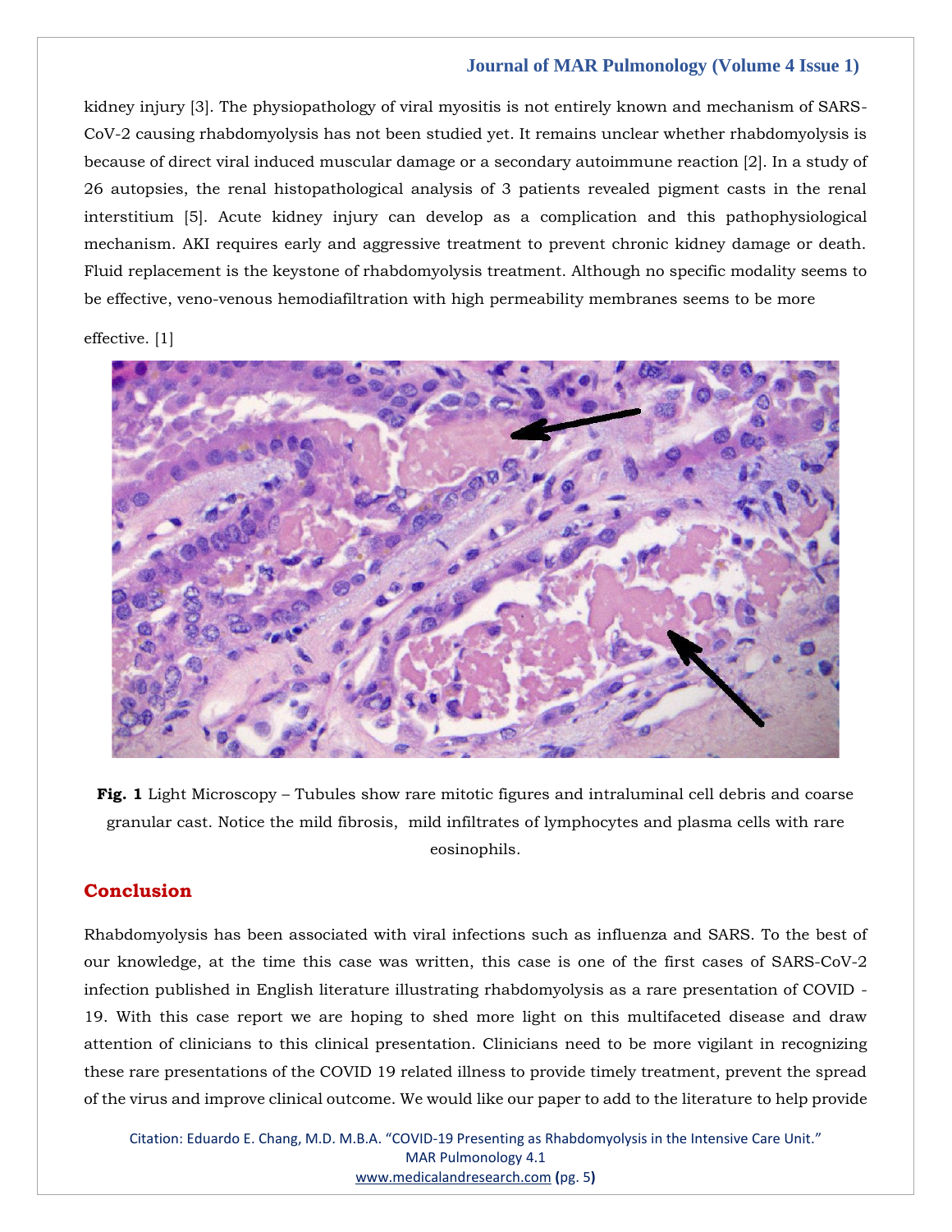kidney injury [3]. The physiopathology of viral myositis is not entirely known and mechanism of SARS-CoV-2 causing rhabdomyolysis has not been studied yet. It remains unclear whether rhabdomyolysis is because of direct viral induced muscular damage or a secondary autoimmune reaction [2]. In a study of 26 autopsies, the renal histopathological analysis of 3 patients revealed pigment casts in the renal interstitium [5]. Acute kidney injury can develop as a complication and this pathophysiological mechanism. AKI requires early and aggressive treatment to prevent chronic kidney damage or death. Fluid replacement is the keystone of rhabdomyolysis treatment. Although no specific modality seems to be effective, veno-venous hemodiafiltration with high permeability membranes seems to be more effective. [1]

**Fig. 1** Light Microscopy – Tubules show rare mitotic figures and intraluminal cell debris and coarse granular cast. Notice the mild fibrosis, mild infiltrates of lymphocytes and plasma cells with rare eosinophils.

## Conclusion

Rhabdomyolysis has been associated with viral infections such as influenza and SARS. To the best of our knowledge, at the time this case was written, this case is one of the first cases of SARS-CoV-2 infection published in English literature illustrating rhabdomyolysis as a rare presentation of COVID - 19. With this case report we are hoping to shed more light on this multifaceted disease and draw attention of clinicians to this clinical presentation. Clinicians need to be more vigilant in recognizing these rare presentations of the COVID 19 related illness to provide timely treatment, prevent the spread of the virus and improve clinical outcome. We would like our paper to add to the literature to help provide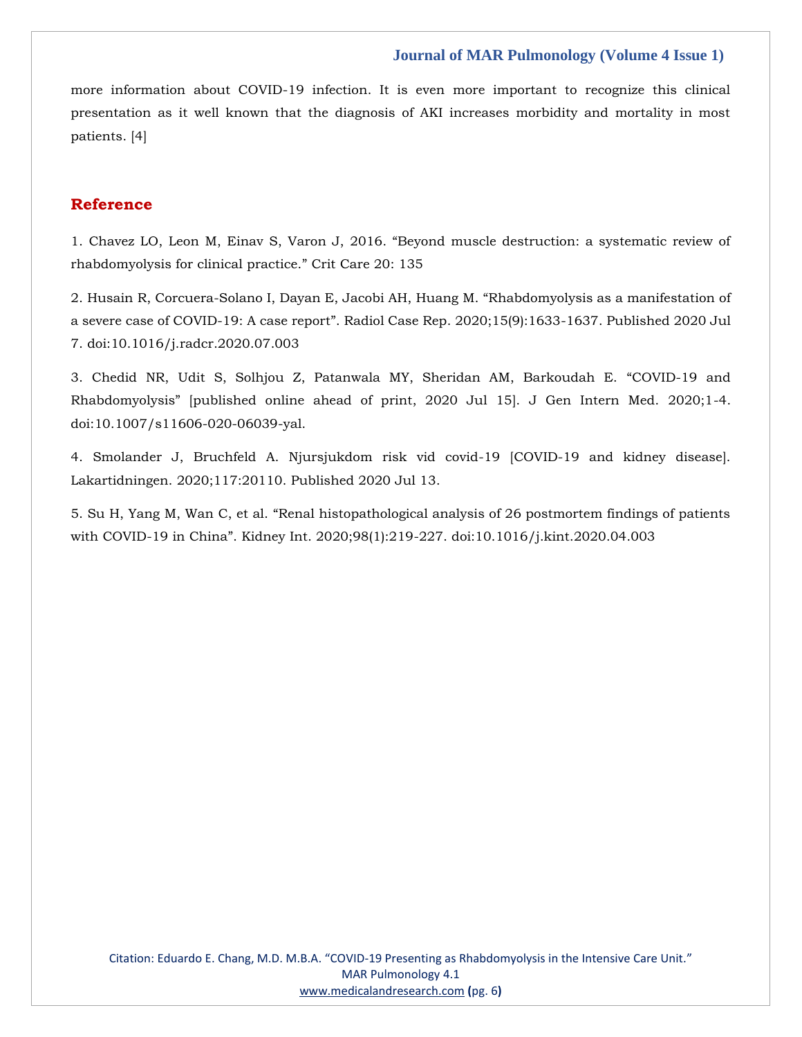more information about COVID-19 infection. It is even more important to recognize this clinical presentation as it well known that the diagnosis of AKI increases morbidity and mortality in most patients. [4]

## Reference

1. Chavez LO, Leon M, Einav S, Varon J, 2016. "Beyond muscle destruction: a systematic review of rhabdomyolysis for clinical practice." Crit Care 20: 135

2. Husain R, Corcuera-Solano I, Dayan E, Jacobi AH, Huang M. "Rhabdomyolysis as a manifestation of a severe case of COVID-19: A case report". Radiol Case Rep. 2020;15(9):1633-1637. Published 2020 Jul 7. doi:10.1016/j.radcr.2020.07.003

3. Chedid NR, Udit S, Solhjou Z, Patanwala MY, Sheridan AM, Barkoudah E. "COVID-19 and Rhabdomyolysis" [published online ahead of print, 2020 Jul 15]. J Gen Intern Med. 2020;1-4. doi:10.1007/s11606-020-06039-yal.

4. Smolander J, Bruchfeld A. Njursjukdom risk vid covid-19 [COVID-19 and kidney disease]. Lakartidningen. 2020;117:20110. Published 2020 Jul 13.

5. Su H, Yang M, Wan C, et al. "Renal histopathological analysis of 26 postmortem findings of patients with COVID-19 in China". Kidney Int. 2020;98(1):219-227. doi:10.1016/j.kint.2020.04.003